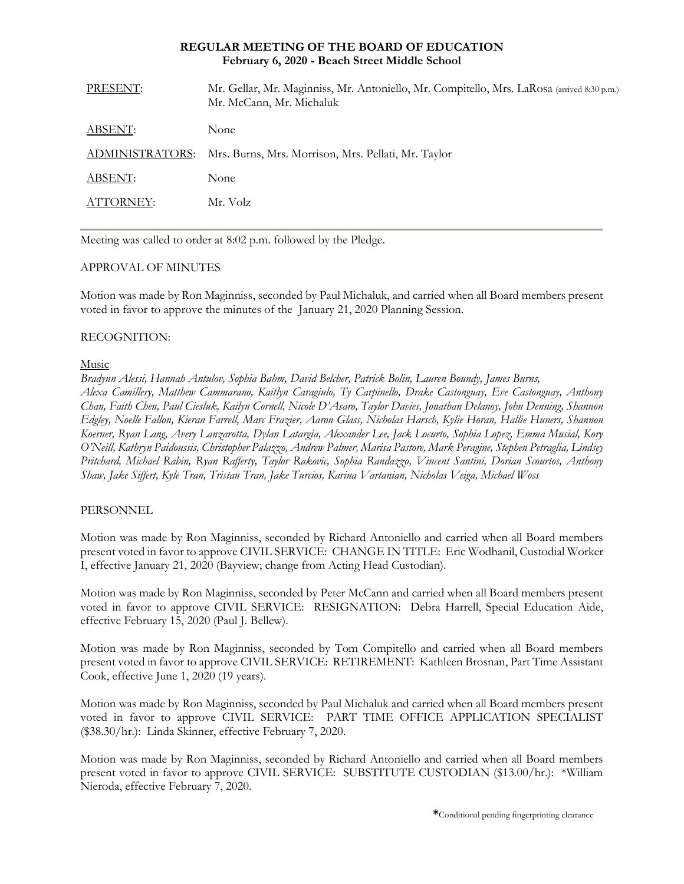**REGULAR MEETING OF THE BOARD OF EDUCATION**
**February 6, 2020 - Beach Street Middle School**

| | |
|---|---|
| PRESENT: | Mr. Gellar, Mr. Maginniss, Mr. Antoniello, Mr. Compitello, Mrs. LaRosa (arrived 8:30 p.m.) Mr. McCann, Mr. Michaluk |
| ABSENT: | None |
| ADMINISTRATORS: | Mrs. Burns, Mrs. Morrison, Mrs. Pellati, Mr. Taylor |
| ABSENT: | None |
| ATTORNEY: | Mr. Volz |

Meeting was called to order at 8:02 p.m. followed by the Pledge.

APPROVAL OF MINUTES

Motion was made by Ron Maginniss, seconded by Paul Michaluk, and carried when all Board members present voted in favor to approve the minutes of the January 21, 2020 Planning Session.

RECOGNITION:

Music

*Bradynn Alessi, Hannah Antulov, Sophia Bahm, David Belcher, Patrick Bolin, Lauren Boundy, James Burns, Alexa Camillery, Matthew Cammarano, Kaitlyn Caragiulo, Ty Carpinello, Drake Castonguay, Eve Castonguay, Anthony Chan, Faith Chen, Paul Ciesluk, Kailyn Cornell, Nicole D'Asaro, Taylor Davies, Jonathan Delanoy, John Denning, Shannon Edgley, Noelle Fallon, Kieran Farrell, Marc Frazier, Aaron Glass, Nicholas Harsch, Kylie Horan, Hallie Huners, Shannon Koerner, Ryan Lang, Avery Lanzarotta, Dylan Latargia, Alexander Lee, Jack Locurto, Sophia Lopez, Emma Musial, Kory O'Neill, Kathryn Paidoussis, Christopher Palazzo, Andrew Palmer, Marisa Pastore, Mark Peragine, Stephen Petraglia, Lindsey Pritchard, Michael Rabin, Ryan Rafferty, Taylor Rakovic, Sophia Randazzo, Vincent Santini, Dorian Scourtos, Anthony Shaw, Jake Siffert, Kyle Tran, Tristan Tran, Jake Turcios, Karina Vartanian, Nicholas Veiga, Michael Woss*

PERSONNEL

Motion was made by Ron Maginniss, seconded by Richard Antoniello and carried when all Board members present voted in favor to approve CIVIL SERVICE: CHANGE IN TITLE: Eric Wodhanil, Custodial Worker I, effective January 21, 2020 (Bayview; change from Acting Head Custodian).

Motion was made by Ron Maginniss, seconded by Peter McCann and carried when all Board members present voted in favor to approve CIVIL SERVICE: RESIGNATION: Debra Harrell, Special Education Aide, effective February 15, 2020 (Paul J. Bellew).

Motion was made by Ron Maginniss, seconded by Tom Compitello and carried when all Board members present voted in favor to approve CIVIL SERVICE: RETIREMENT: Kathleen Brosnan, Part Time Assistant Cook, effective June 1, 2020 (19 years).

Motion was made by Ron Maginniss, seconded by Paul Michaluk and carried when all Board members present voted in favor to approve CIVIL SERVICE: PART TIME OFFICE APPLICATION SPECIALIST ($38.30/hr.): Linda Skinner, effective February 7, 2020.

Motion was made by Ron Maginniss, seconded by Richard Antoniello and carried when all Board members present voted in favor to approve CIVIL SERVICE: SUBSTITUTE CUSTODIAN ($13.00/hr.): *William Nieroda, effective February 7, 2020.

*Conditional pending fingerprinting clearance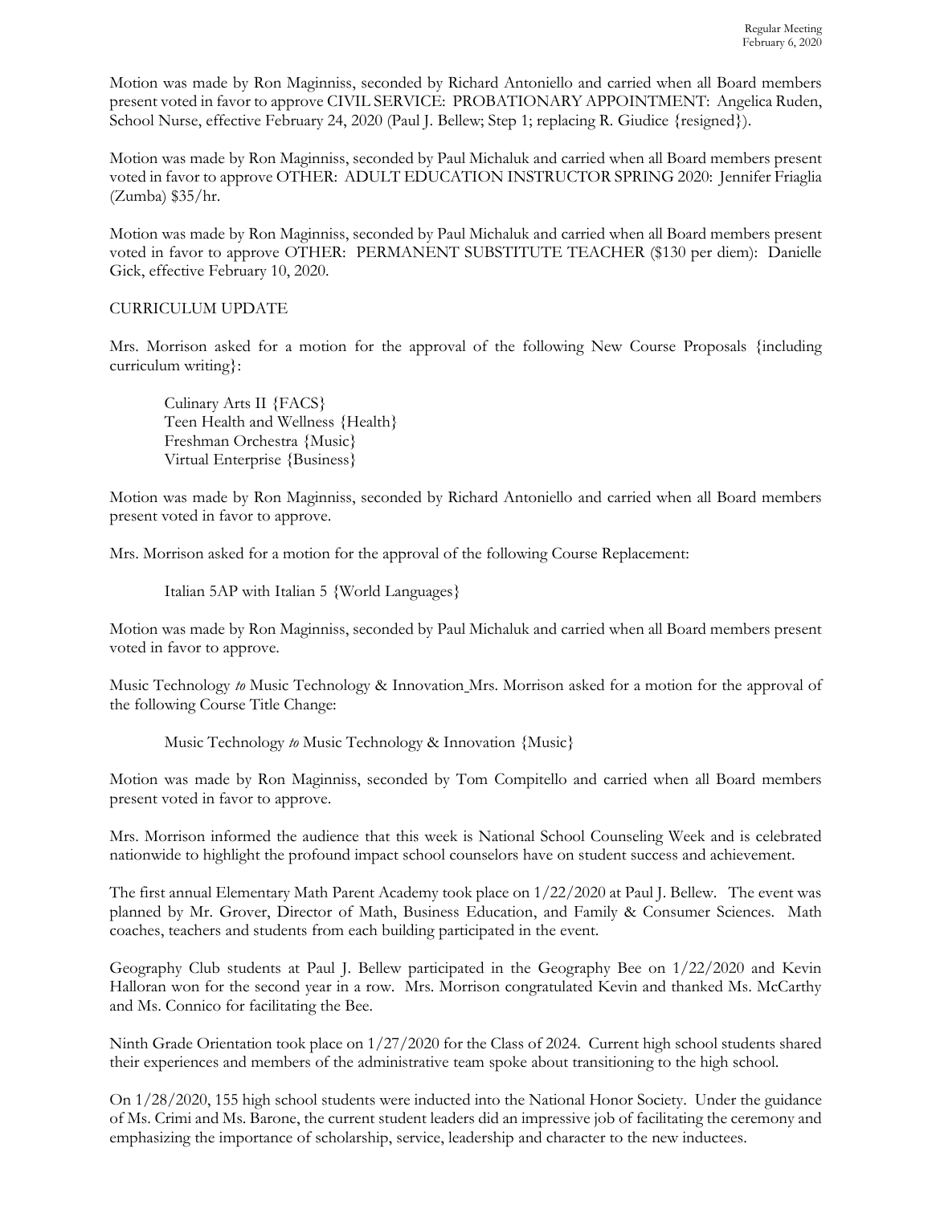Motion was made by Ron Maginniss, seconded by Richard Antoniello and carried when all Board members present voted in favor to approve CIVIL SERVICE: PROBATIONARY APPOINTMENT: Angelica Ruden, School Nurse, effective February 24, 2020 (Paul J. Bellew; Step 1; replacing R. Giudice {resigned}).

Motion was made by Ron Maginniss, seconded by Paul Michaluk and carried when all Board members present voted in favor to approve OTHER: ADULT EDUCATION INSTRUCTOR SPRING 2020: Jennifer Friaglia (Zumba) $35/hr.

Motion was made by Ron Maginniss, seconded by Paul Michaluk and carried when all Board members present voted in favor to approve OTHER: PERMANENT SUBSTITUTE TEACHER ($130 per diem): Danielle Gick, effective February 10, 2020.

CURRICULUM UPDATE

Mrs. Morrison asked for a motion for the approval of the following New Course Proposals {including curriculum writing}:

Culinary Arts II {FACS}
Teen Health and Wellness {Health}
Freshman Orchestra {Music}
Virtual Enterprise {Business}

Motion was made by Ron Maginniss, seconded by Richard Antoniello and carried when all Board members present voted in favor to approve.

Mrs. Morrison asked for a motion for the approval of the following Course Replacement:

Italian 5AP with Italian 5 {World Languages}

Motion was made by Ron Maginniss, seconded by Paul Michaluk and carried when all Board members present voted in favor to approve.

Music Technology *to* Music Technology & Innovation Mrs. Morrison asked for a motion for the approval of the following Course Title Change:

Music Technology *to* Music Technology & Innovation {Music}

Motion was made by Ron Maginniss, seconded by Tom Compitello and carried when all Board members present voted in favor to approve.

Mrs. Morrison informed the audience that this week is National School Counseling Week and is celebrated nationwide to highlight the profound impact school counselors have on student success and achievement.

The first annual Elementary Math Parent Academy took place on 1/22/2020 at Paul J. Bellew. The event was planned by Mr. Grover, Director of Math, Business Education, and Family & Consumer Sciences. Math coaches, teachers and students from each building participated in the event.

Geography Club students at Paul J. Bellew participated in the Geography Bee on 1/22/2020 and Kevin Halloran won for the second year in a row. Mrs. Morrison congratulated Kevin and thanked Ms. McCarthy and Ms. Connico for facilitating the Bee.

Ninth Grade Orientation took place on 1/27/2020 for the Class of 2024. Current high school students shared their experiences and members of the administrative team spoke about transitioning to the high school.

On 1/28/2020, 155 high school students were inducted into the National Honor Society. Under the guidance of Ms. Crimi and Ms. Barone, the current student leaders did an impressive job of facilitating the ceremony and emphasizing the importance of scholarship, service, leadership and character to the new inductees.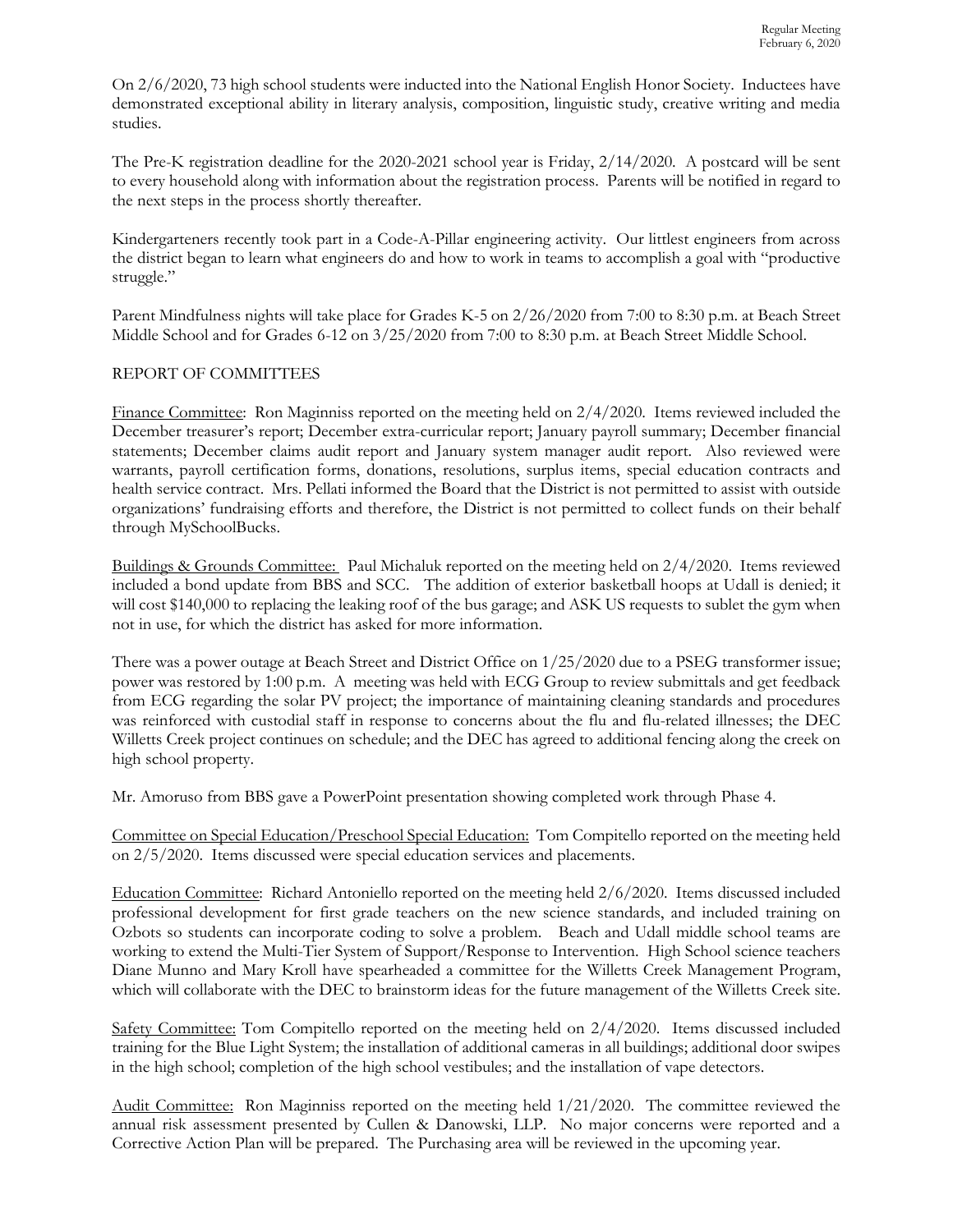On 2/6/2020, 73 high school students were inducted into the National English Honor Society. Inductees have demonstrated exceptional ability in literary analysis, composition, linguistic study, creative writing and media studies.

The Pre-K registration deadline for the 2020-2021 school year is Friday, 2/14/2020. A postcard will be sent to every household along with information about the registration process. Parents will be notified in regard to the next steps in the process shortly thereafter.

Kindergarteners recently took part in a Code-A-Pillar engineering activity. Our littlest engineers from across the district began to learn what engineers do and how to work in teams to accomplish a goal with "productive struggle."

Parent Mindfulness nights will take place for Grades K-5 on 2/26/2020 from 7:00 to 8:30 p.m. at Beach Street Middle School and for Grades 6-12 on 3/25/2020 from 7:00 to 8:30 p.m. at Beach Street Middle School.

REPORT OF COMMITTEES

Finance Committee: Ron Maginniss reported on the meeting held on 2/4/2020. Items reviewed included the December treasurer's report; December extra-curricular report; January payroll summary; December financial statements; December claims audit report and January system manager audit report. Also reviewed were warrants, payroll certification forms, donations, resolutions, surplus items, special education contracts and health service contract. Mrs. Pellati informed the Board that the District is not permitted to assist with outside organizations' fundraising efforts and therefore, the District is not permitted to collect funds on their behalf through MySchoolBucks.

Buildings & Grounds Committee: Paul Michaluk reported on the meeting held on 2/4/2020. Items reviewed included a bond update from BBS and SCC. The addition of exterior basketball hoops at Udall is denied; it will cost $140,000 to replacing the leaking roof of the bus garage; and ASK US requests to sublet the gym when not in use, for which the district has asked for more information.

There was a power outage at Beach Street and District Office on 1/25/2020 due to a PSEG transformer issue; power was restored by 1:00 p.m. A meeting was held with ECG Group to review submittals and get feedback from ECG regarding the solar PV project; the importance of maintaining cleaning standards and procedures was reinforced with custodial staff in response to concerns about the flu and flu-related illnesses; the DEC Willetts Creek project continues on schedule; and the DEC has agreed to additional fencing along the creek on high school property.

Mr. Amoruso from BBS gave a PowerPoint presentation showing completed work through Phase 4.

Committee on Special Education/Preschool Special Education: Tom Compitello reported on the meeting held on 2/5/2020. Items discussed were special education services and placements.

Education Committee: Richard Antoniello reported on the meeting held 2/6/2020. Items discussed included professional development for first grade teachers on the new science standards, and included training on Ozbots so students can incorporate coding to solve a problem. Beach and Udall middle school teams are working to extend the Multi-Tier System of Support/Response to Intervention. High School science teachers Diane Munno and Mary Kroll have spearheaded a committee for the Willetts Creek Management Program, which will collaborate with the DEC to brainstorm ideas for the future management of the Willetts Creek site.

Safety Committee: Tom Compitello reported on the meeting held on 2/4/2020. Items discussed included training for the Blue Light System; the installation of additional cameras in all buildings; additional door swipes in the high school; completion of the high school vestibules; and the installation of vape detectors.

Audit Committee: Ron Maginniss reported on the meeting held 1/21/2020. The committee reviewed the annual risk assessment presented by Cullen & Danowski, LLP. No major concerns were reported and a Corrective Action Plan will be prepared. The Purchasing area will be reviewed in the upcoming year.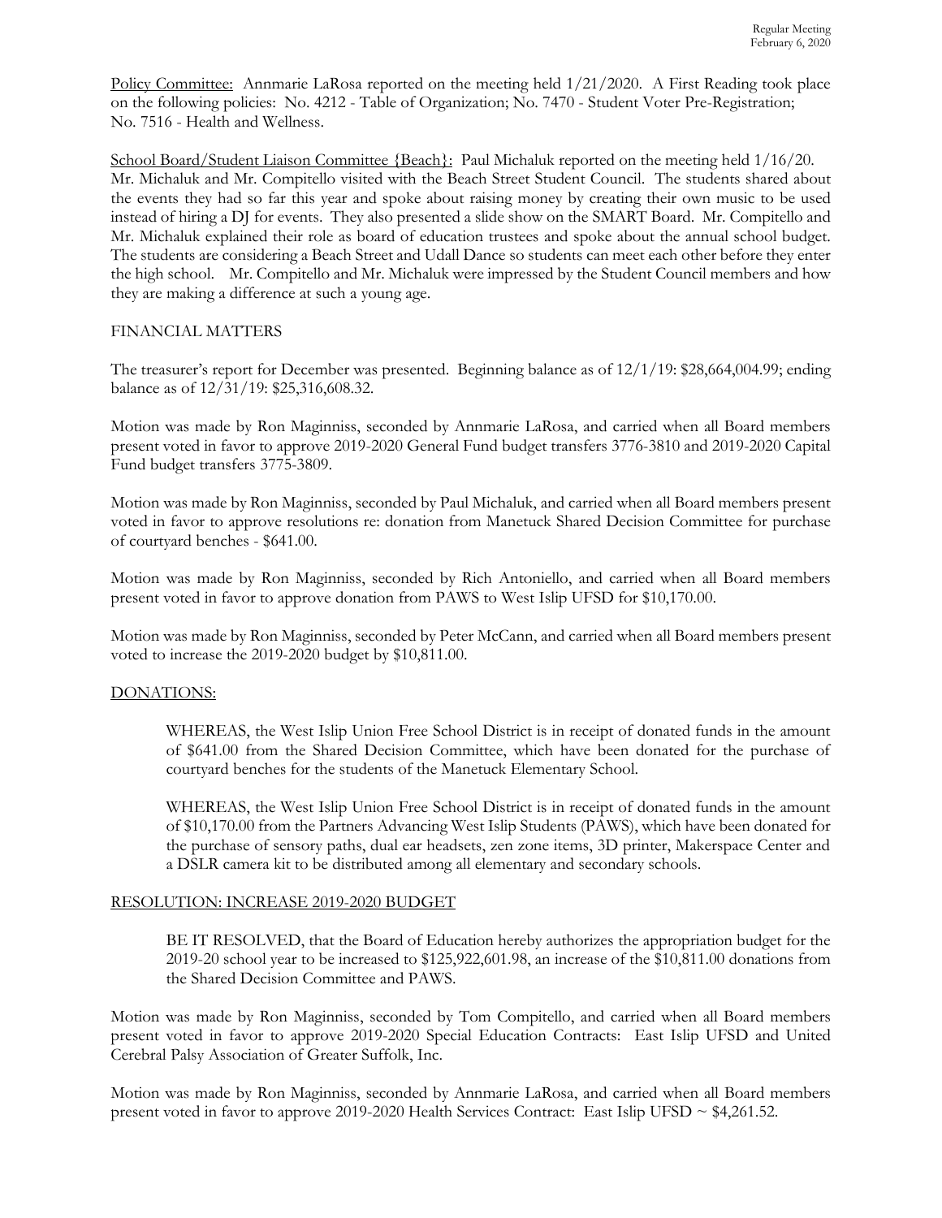Policy Committee: Annmarie LaRosa reported on the meeting held 1/21/2020. A First Reading took place on the following policies: No. 4212 - Table of Organization; No. 7470 - Student Voter Pre-Registration; No. 7516 - Health and Wellness.

School Board/Student Liaison Committee {Beach}: Paul Michaluk reported on the meeting held 1/16/20. Mr. Michaluk and Mr. Compitello visited with the Beach Street Student Council. The students shared about the events they had so far this year and spoke about raising money by creating their own music to be used instead of hiring a DJ for events. They also presented a slide show on the SMART Board. Mr. Compitello and Mr. Michaluk explained their role as board of education trustees and spoke about the annual school budget. The students are considering a Beach Street and Udall Dance so students can meet each other before they enter the high school. Mr. Compitello and Mr. Michaluk were impressed by the Student Council members and how they are making a difference at such a young age.

FINANCIAL MATTERS

The treasurer's report for December was presented. Beginning balance as of 12/1/19: $28,664,004.99; ending balance as of 12/31/19: $25,316,608.32.

Motion was made by Ron Maginniss, seconded by Annmarie LaRosa, and carried when all Board members present voted in favor to approve 2019-2020 General Fund budget transfers 3776-3810 and 2019-2020 Capital Fund budget transfers 3775-3809.

Motion was made by Ron Maginniss, seconded by Paul Michaluk, and carried when all Board members present voted in favor to approve resolutions re: donation from Manetuck Shared Decision Committee for purchase of courtyard benches - $641.00.

Motion was made by Ron Maginniss, seconded by Rich Antoniello, and carried when all Board members present voted in favor to approve donation from PAWS to West Islip UFSD for $10,170.00.

Motion was made by Ron Maginniss, seconded by Peter McCann, and carried when all Board members present voted to increase the 2019-2020 budget by $10,811.00.

DONATIONS:

WHEREAS, the West Islip Union Free School District is in receipt of donated funds in the amount of $641.00 from the Shared Decision Committee, which have been donated for the purchase of courtyard benches for the students of the Manetuck Elementary School.

WHEREAS, the West Islip Union Free School District is in receipt of donated funds in the amount of $10,170.00 from the Partners Advancing West Islip Students (PAWS), which have been donated for the purchase of sensory paths, dual ear headsets, zen zone items, 3D printer, Makerspace Center and a DSLR camera kit to be distributed among all elementary and secondary schools.

RESOLUTION: INCREASE 2019-2020 BUDGET

BE IT RESOLVED, that the Board of Education hereby authorizes the appropriation budget for the 2019-20 school year to be increased to $125,922,601.98, an increase of the $10,811.00 donations from the Shared Decision Committee and PAWS.

Motion was made by Ron Maginniss, seconded by Tom Compitello, and carried when all Board members present voted in favor to approve 2019-2020 Special Education Contracts: East Islip UFSD and United Cerebral Palsy Association of Greater Suffolk, Inc.

Motion was made by Ron Maginniss, seconded by Annmarie LaRosa, and carried when all Board members present voted in favor to approve 2019-2020 Health Services Contract: East Islip UFSD ~ $4,261.52.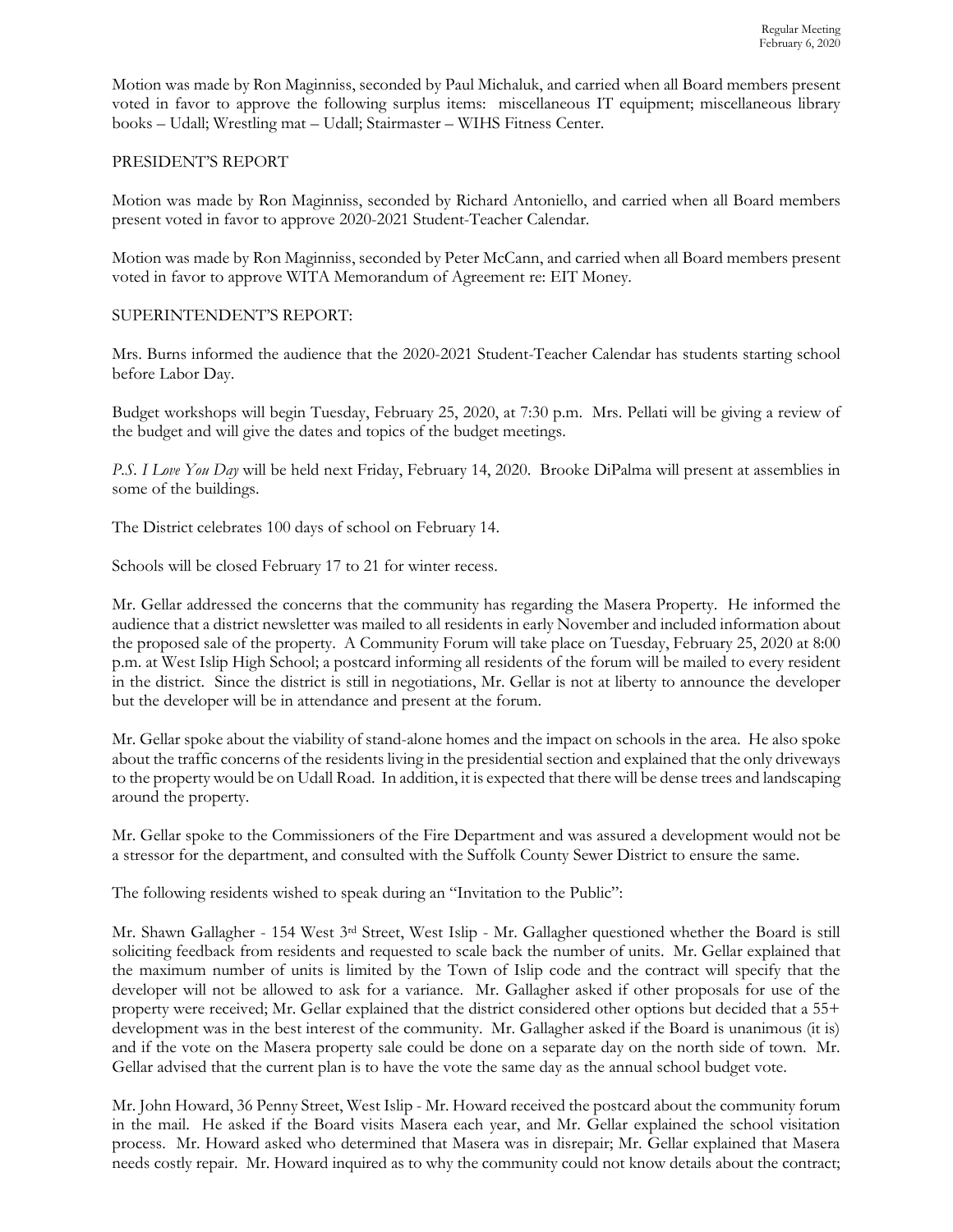Motion was made by Ron Maginniss, seconded by Paul Michaluk, and carried when all Board members present voted in favor to approve the following surplus items: miscellaneous IT equipment; miscellaneous library books – Udall; Wrestling mat – Udall; Stairmaster – WIHS Fitness Center.

PRESIDENT'S REPORT

Motion was made by Ron Maginniss, seconded by Richard Antoniello, and carried when all Board members present voted in favor to approve 2020-2021 Student-Teacher Calendar.

Motion was made by Ron Maginniss, seconded by Peter McCann, and carried when all Board members present voted in favor to approve WITA Memorandum of Agreement re: EIT Money.

SUPERINTENDENT'S REPORT:

Mrs. Burns informed the audience that the 2020-2021 Student-Teacher Calendar has students starting school before Labor Day.

Budget workshops will begin Tuesday, February 25, 2020, at 7:30 p.m. Mrs. Pellati will be giving a review of the budget and will give the dates and topics of the budget meetings.

*P.S. I Love You Day* will be held next Friday, February 14, 2020. Brooke DiPalma will present at assemblies in some of the buildings.

The District celebrates 100 days of school on February 14.

Schools will be closed February 17 to 21 for winter recess.

Mr. Gellar addressed the concerns that the community has regarding the Masera Property. He informed the audience that a district newsletter was mailed to all residents in early November and included information about the proposed sale of the property. A Community Forum will take place on Tuesday, February 25, 2020 at 8:00 p.m. at West Islip High School; a postcard informing all residents of the forum will be mailed to every resident in the district. Since the district is still in negotiations, Mr. Gellar is not at liberty to announce the developer but the developer will be in attendance and present at the forum.

Mr. Gellar spoke about the viability of stand-alone homes and the impact on schools in the area. He also spoke about the traffic concerns of the residents living in the presidential section and explained that the only driveways to the property would be on Udall Road. In addition, it is expected that there will be dense trees and landscaping around the property.

Mr. Gellar spoke to the Commissioners of the Fire Department and was assured a development would not be a stressor for the department, and consulted with the Suffolk County Sewer District to ensure the same.

The following residents wished to speak during an "Invitation to the Public":

Mr. Shawn Gallagher - 154 West 3rd Street, West Islip - Mr. Gallagher questioned whether the Board is still soliciting feedback from residents and requested to scale back the number of units. Mr. Gellar explained that the maximum number of units is limited by the Town of Islip code and the contract will specify that the developer will not be allowed to ask for a variance. Mr. Gallagher asked if other proposals for use of the property were received; Mr. Gellar explained that the district considered other options but decided that a 55+ development was in the best interest of the community. Mr. Gallagher asked if the Board is unanimous (it is) and if the vote on the Masera property sale could be done on a separate day on the north side of town. Mr. Gellar advised that the current plan is to have the vote the same day as the annual school budget vote.

Mr. John Howard, 36 Penny Street, West Islip - Mr. Howard received the postcard about the community forum in the mail. He asked if the Board visits Masera each year, and Mr. Gellar explained the school visitation process. Mr. Howard asked who determined that Masera was in disrepair; Mr. Gellar explained that Masera needs costly repair. Mr. Howard inquired as to why the community could not know details about the contract;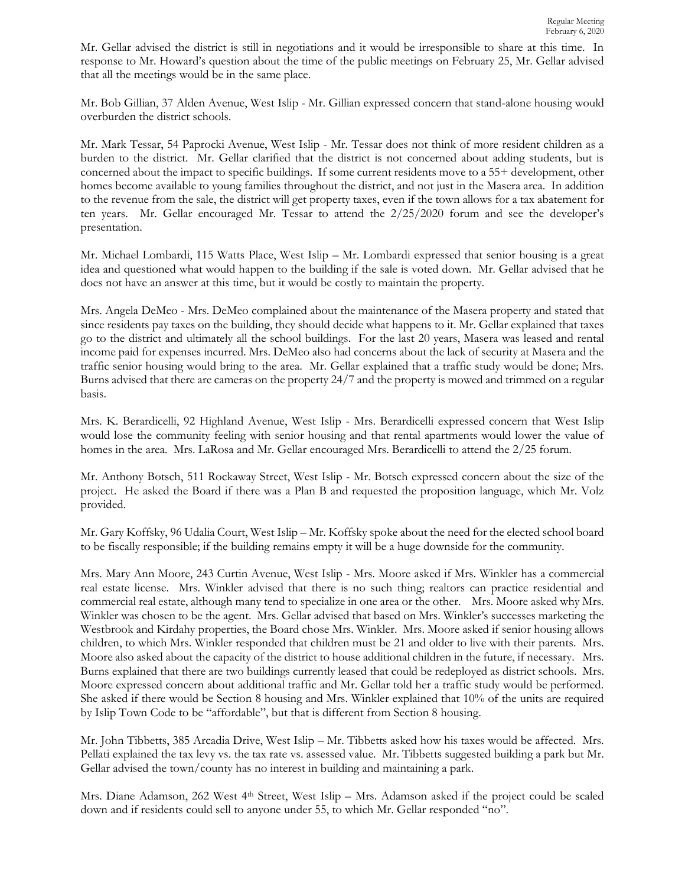Mr. Gellar advised the district is still in negotiations and it would be irresponsible to share at this time. In response to Mr. Howard's question about the time of the public meetings on February 25, Mr. Gellar advised that all the meetings would be in the same place.

Mr. Bob Gillian, 37 Alden Avenue, West Islip - Mr. Gillian expressed concern that stand-alone housing would overburden the district schools.

Mr. Mark Tessar, 54 Paprocki Avenue, West Islip - Mr. Tessar does not think of more resident children as a burden to the district. Mr. Gellar clarified that the district is not concerned about adding students, but is concerned about the impact to specific buildings. If some current residents move to a 55+ development, other homes become available to young families throughout the district, and not just in the Masera area. In addition to the revenue from the sale, the district will get property taxes, even if the town allows for a tax abatement for ten years. Mr. Gellar encouraged Mr. Tessar to attend the 2/25/2020 forum and see the developer's presentation.

Mr. Michael Lombardi, 115 Watts Place, West Islip – Mr. Lombardi expressed that senior housing is a great idea and questioned what would happen to the building if the sale is voted down. Mr. Gellar advised that he does not have an answer at this time, but it would be costly to maintain the property.

Mrs. Angela DeMeo - Mrs. DeMeo complained about the maintenance of the Masera property and stated that since residents pay taxes on the building, they should decide what happens to it. Mr. Gellar explained that taxes go to the district and ultimately all the school buildings. For the last 20 years, Masera was leased and rental income paid for expenses incurred. Mrs. DeMeo also had concerns about the lack of security at Masera and the traffic senior housing would bring to the area. Mr. Gellar explained that a traffic study would be done; Mrs. Burns advised that there are cameras on the property 24/7 and the property is mowed and trimmed on a regular basis.

Mrs. K. Berardicelli, 92 Highland Avenue, West Islip - Mrs. Berardicelli expressed concern that West Islip would lose the community feeling with senior housing and that rental apartments would lower the value of homes in the area. Mrs. LaRosa and Mr. Gellar encouraged Mrs. Berardicelli to attend the 2/25 forum.

Mr. Anthony Botsch, 511 Rockaway Street, West Islip - Mr. Botsch expressed concern about the size of the project. He asked the Board if there was a Plan B and requested the proposition language, which Mr. Volz provided.

Mr. Gary Koffsky, 96 Udalia Court, West Islip – Mr. Koffsky spoke about the need for the elected school board to be fiscally responsible; if the building remains empty it will be a huge downside for the community.

Mrs. Mary Ann Moore, 243 Curtin Avenue, West Islip - Mrs. Moore asked if Mrs. Winkler has a commercial real estate license. Mrs. Winkler advised that there is no such thing; realtors can practice residential and commercial real estate, although many tend to specialize in one area or the other. Mrs. Moore asked why Mrs. Winkler was chosen to be the agent. Mrs. Gellar advised that based on Mrs. Winkler's successes marketing the Westbrook and Kirdahy properties, the Board chose Mrs. Winkler. Mrs. Moore asked if senior housing allows children, to which Mrs. Winkler responded that children must be 21 and older to live with their parents. Mrs. Moore also asked about the capacity of the district to house additional children in the future, if necessary. Mrs. Burns explained that there are two buildings currently leased that could be redeployed as district schools. Mrs. Moore expressed concern about additional traffic and Mr. Gellar told her a traffic study would be performed. She asked if there would be Section 8 housing and Mrs. Winkler explained that 10% of the units are required by Islip Town Code to be "affordable", but that is different from Section 8 housing.

Mr. John Tibbetts, 385 Arcadia Drive, West Islip – Mr. Tibbetts asked how his taxes would be affected. Mrs. Pellati explained the tax levy vs. the tax rate vs. assessed value. Mr. Tibbetts suggested building a park but Mr. Gellar advised the town/county has no interest in building and maintaining a park.

Mrs. Diane Adamson, 262 West 4th Street, West Islip – Mrs. Adamson asked if the project could be scaled down and if residents could sell to anyone under 55, to which Mr. Gellar responded "no".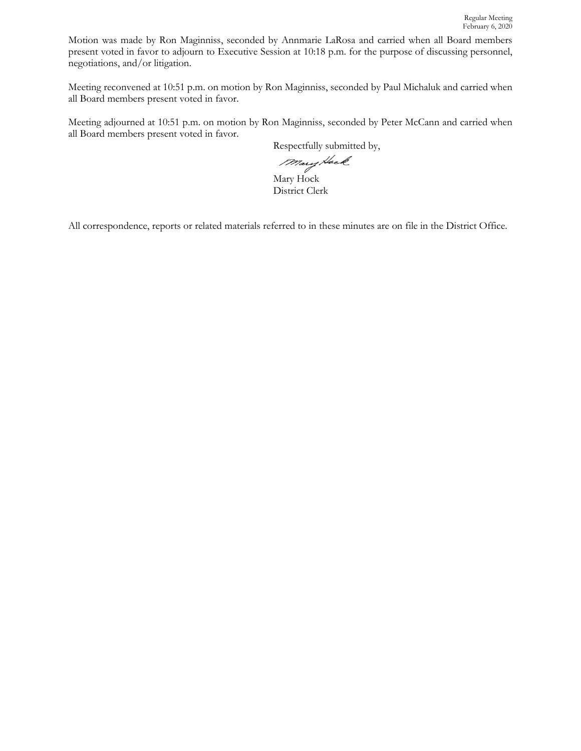Motion was made by Ron Maginniss, seconded by Annmarie LaRosa and carried when all Board members present voted in favor to adjourn to Executive Session at 10:18 p.m. for the purpose of discussing personnel, negotiations, and/or litigation.

Meeting reconvened at 10:51 p.m. on motion by Ron Maginniss, seconded by Paul Michaluk and carried when all Board members present voted in favor.

Meeting adjourned at 10:51 p.m. on motion by Ron Maginniss, seconded by Peter McCann and carried when all Board members present voted in favor.

Respectfully submitted by,

Mary Hock

Mary Hock
District Clerk

All correspondence, reports or related materials referred to in these minutes are on file in the District Office.